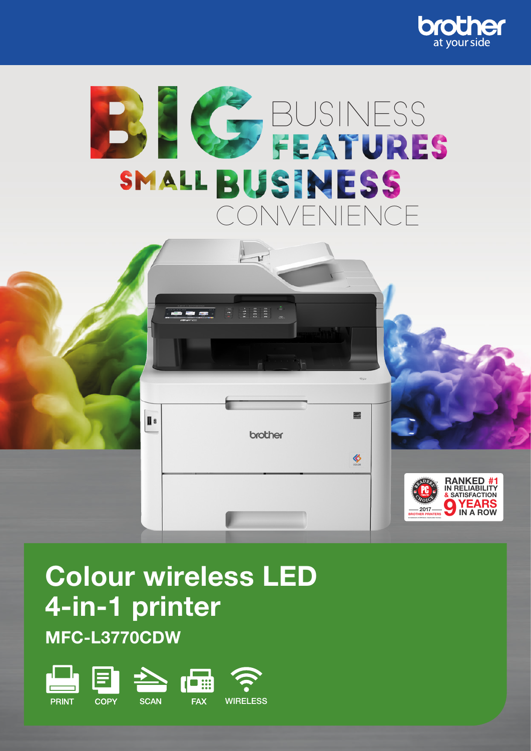brother
at your side

# BIG BUSINESS FEATURES SMALL BUSINESS CONVENIENCE

RANKED #1 IN RELIABILITY & SATISFACTION 9 YEARS IN A ROW

READERS' CHOICE 2017 BROTHER PRINTERS

## Colour wireless LED 4-in-1 printer

**MFC-L3770CDW**

PRINT COPY SCAN FAX WIRELESS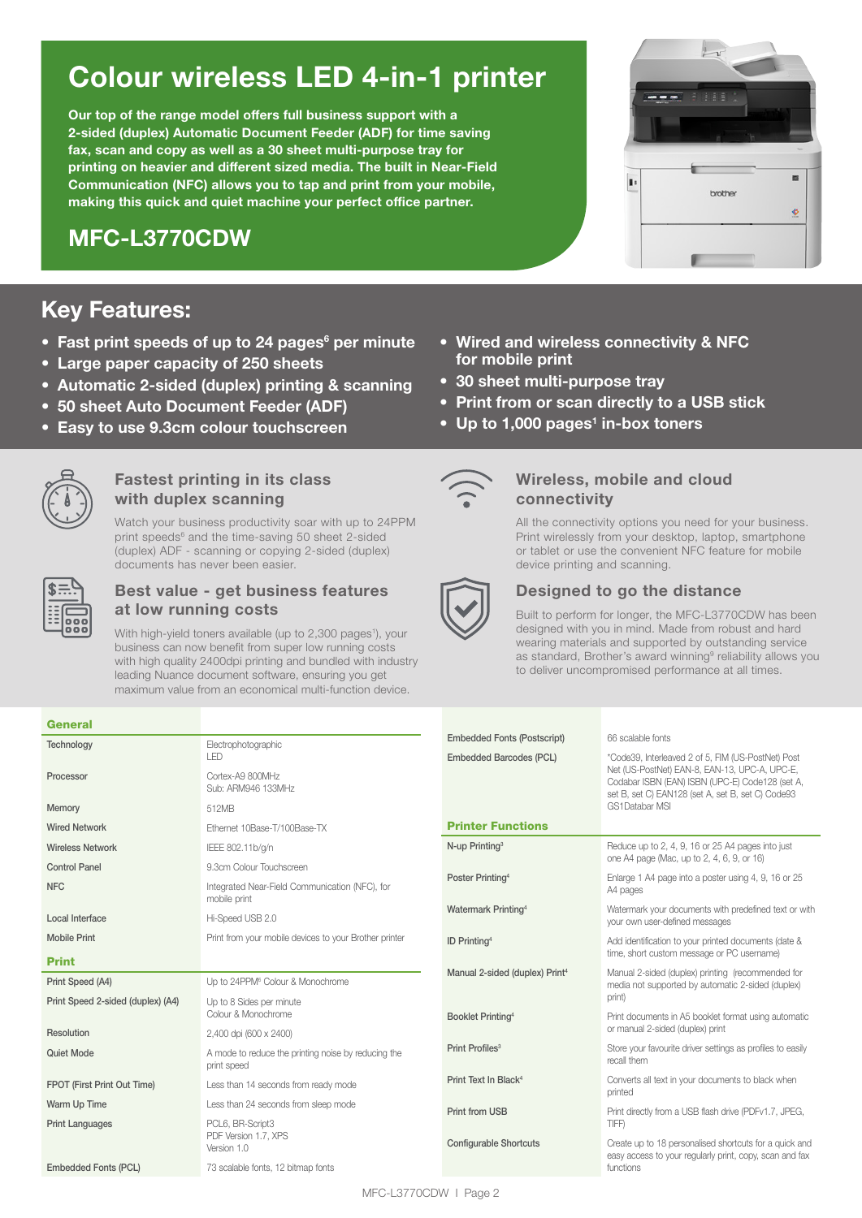# Colour wireless LED 4-in-1 printer

**Our top of the range model offers full business support with a 2-sided (duplex) Automatic Document Feeder (ADF) for time saving fax, scan and copy as well as a 30 sheet multi-purpose tray for printing on heavier and different sized media. The built in Near-Field Communication (NFC) allows you to tap and print from your mobile, making this quick and quiet machine your perfect office partner.**

## MFC-L3770CDW

## Key Features:

- Fast print speeds of up to 24 pages[6] per minute
- Large paper capacity of 250 sheets
- Automatic 2-sided (duplex) printing & scanning
- 50 sheet Auto Document Feeder (ADF)
- Easy to use 9.3cm colour touchscreen
- Wired and wireless connectivity & NFC for mobile print
- 30 sheet multi-purpose tray
- Print from or scan directly to a USB stick
- Up to 1,000 pages[1] in-box toners

### Fastest printing in its class with duplex scanning

Watch your business productivity soar with up to 24PPM print speeds[6] and the time-saving 50 sheet 2-sided (duplex) ADF - scanning or copying 2-sided (duplex) documents has never been easier.

### Best value - get business features at low running costs

With high-yield toners available (up to 2,300 pages[1]), your business can now benefit from super low running costs with high quality 2400dpi printing and bundled with industry leading Nuance document software, ensuring you get maximum value from an economical multi-function device.

### Wireless, mobile and cloud connectivity

All the connectivity options you need for your business. Print wirelessly from your desktop, laptop, smartphone or tablet or use the convenient NFC feature for mobile device printing and scanning.

### Designed to go the distance

Built to perform for longer, the MFC-L3770CDW has been designed with you in mind. Made from robust and hard wearing materials and supported by Brother's award winning[9] reliability allows you to deliver uncompromised performance at all times.

| **General** | |
|---|---|
| Technology | Electrophotographic LED |
| Processor | Cortex-A9 800MHz Sub: ARM946 133MHz |
| Memory | 512MB |
| Wired Network | Ethernet 10Base-T/100Base-TX |
| Wireless Network | IEEE 802.11b/g/n |
| Control Panel | 9.3cm Colour Touchscreen |
| NFC | Integrated Near-Field Communication (NFC), for mobile print |
| Local Interface | Hi-Speed USB 2.0 |
| Mobile Print | Print from your mobile devices to your Brother printer |
| **Print** | |
| Print Speed (A4) | Up to 24PPM[6] Colour & Monochrome |
| Print Speed 2-sided (duplex) (A4) | Up to 8 Sides per minute Colour & Monochrome |
| Resolution | 2,400 dpi (600 x 2400) |
| Quiet Mode | A mode to reduce the printing noise by reducing the print speed |
| FPOT (First Print Out Time) | Less than 14 seconds from ready mode |
| Warm Up Time | Less than 24 seconds from sleep mode |
| Print Languages | PCL6, BR-Script3 PDF Version 1.7, XPS Version 1.0 |
| Embedded Fonts (PCL) | 73 scalable fonts, 12 bitmap fonts |
| Embedded Fonts (Postscript) | 66 scalable fonts |
| Embedded Barcodes (PCL) | *Code39, Interleaved 2 of 5, FIM (US-PostNet) Post Net (US-PostNet) EAN-8, EAN-13, UPC-A, UPC-E, Codabar ISBN (EAN) ISBN (UPC-E) Code128 (set A, set B, set C) EAN128 (set A, set B, set C) Code93 GS1Databar MSI |
| **Printer Functions** | |
| N-up Printing[3] | Reduce up to 2, 4, 9, 16 or 25 A4 pages into just one A4 page (Mac, up to 2, 4, 6, 9, or 16) |
| Poster Printing[4] | Enlarge 1 A4 page into a poster using 4, 9, 16 or 25 A4 pages |
| Watermark Printing[4] | Watermark your documents with predefined text or with your own user-defined messages |
| ID Printing[4] | Add identification to your printed documents (date & time, short custom message or PC username) |
| Manual 2-sided (duplex) Print[4] | Manual 2-sided (duplex) printing (recommended for media not supported by automatic 2-sided (duplex) print) |
| Booklet Printing[4] | Print documents in A5 booklet format using automatic or manual 2-sided (duplex) print |
| Print Profiles[3] | Store your favourite driver settings as profiles to easily recall them |
| Print Text In Black[4] | Converts all text in your documents to black when printed |
| Print from USB | Print directly from a USB flash drive (PDFv1.7, JPEG, TIFF) |
| Configurable Shortcuts | Create up to 18 personalised shortcuts for a quick and easy access to your regularly print, copy, scan and fax functions |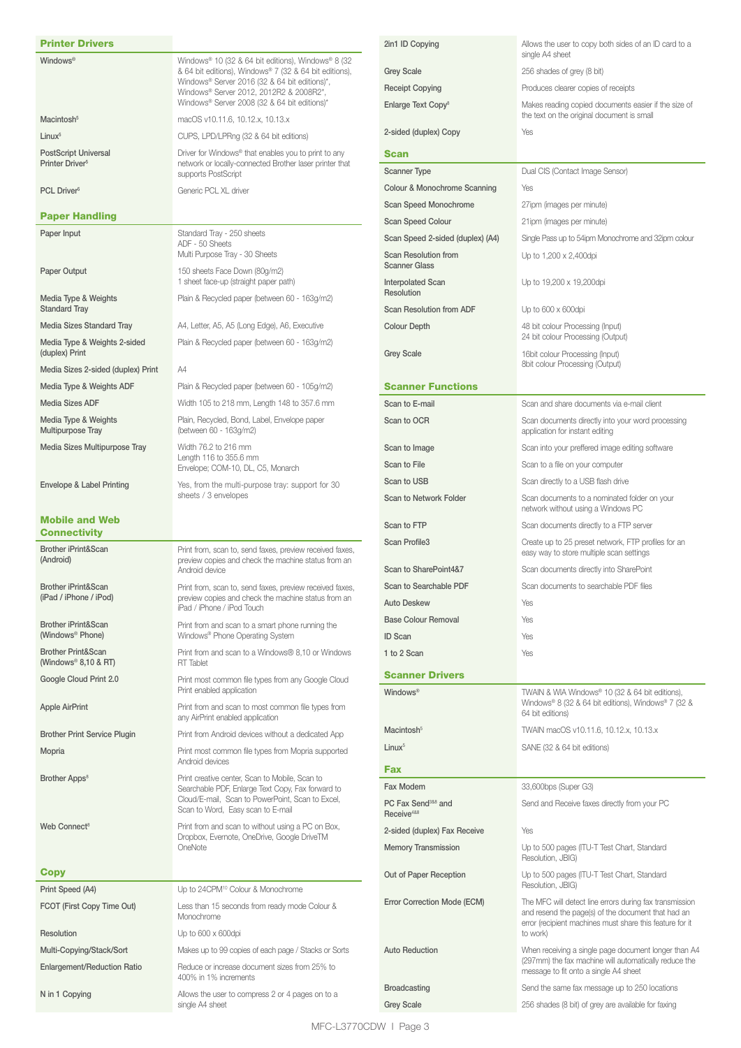## Printer Drivers

| | |
|---|---|
| Windows® | Windows® 10 (32 & 64 bit editions), Windows® 8 (32 & 64 bit editions), Windows® 7 (32 & 64 bit editions), Windows® Server 2016 (32 & 64 bit editions)*, Windows® Server 2012, 2012R2 & 2008R2*, Windows® Server 2008 (32 & 64 bit editions)* |
| Macintosh[5] | macOS v10.11.6, 10.12.x, 10.13.x |
| Linux[5] | CUPS, LPD/LPRng (32 & 64 bit editions) |
| PostScript Universal Printer Driver[5] | Driver for Windows® that enables you to print to any network or locally-connected Brother laser printer that supports PostScript |
| PCL Driver[6] | Generic PCL XL driver |

## Paper Handling

| | |
|---|---|
| Paper Input | Standard Tray - 250 sheets<br>ADF - 50 Sheets<br>Multi Purpose Tray - 30 Sheets |
| Paper Output | 150 sheets Face Down (80g/m2)<br>1 sheet face-up (straight paper path) |
| Media Type & Weights Standard Tray | Plain & Recycled paper (between 60 - 163g/m2) |
| Media Sizes Standard Tray | A4, Letter, A5, A5 (Long Edge), A6, Executive |
| Media Type & Weights 2-sided (duplex) Print | Plain & Recycled paper (between 60 - 163g/m2) |
| Media Sizes 2-sided (duplex) Print | A4 |
| Media Type & Weights ADF | Plain & Recycled paper (between 60 - 105g/m2) |
| Media Sizes ADF | Width 105 to 218 mm, Length 148 to 357.6 mm |
| Media Type & Weights Multipurpose Tray | Plain, Recycled, Bond, Label, Envelope paper (between 60 - 163g/m2) |
| Media Sizes Multipurpose Tray | Width 76.2 to 216 mm<br>Length 116 to 355.6 mm<br>Envelope; COM-10, DL, C5, Monarch |
| Envelope & Label Printing | Yes, from the multi-purpose tray: support for 30 sheets / 3 envelopes |

## Mobile and Web Connectivity

| | |
|---|---|
| Brother iPrint&Scan (Android) | Print from, scan to, send faxes, preview received faxes, preview copies and check the machine status from an Android device |
| Brother iPrint&Scan (iPad / iPhone / iPod) | Print from, scan to, send faxes, preview received faxes, preview copies and check the machine status from an iPad / iPhone / iPod Touch |
| Brother iPrint&Scan (Windows® Phone) | Print from and scan to a smart phone running the Windows® Phone Operating System |
| Brother Print&Scan (Windows® 8,10 & RT) | Print from and scan to a Windows® 8,10 or Windows RT Tablet |
| Google Cloud Print 2.0 | Print most common file types from any Google Cloud Print enabled application |
| Apple AirPrint | Print from and scan to most common file types from any AirPrint enabled application |
| Brother Print Service Plugin | Print from Android devices without a dedicated App |
| Mopria | Print most common file types from Mopria supported Android devices |
| Brother Apps[8] | Print creative center, Scan to Mobile, Scan to Searchable PDF, Enlarge Text Copy, Fax forward to Cloud/E-mail, Scan to PowerPoint, Scan to Excel, Scan to Word, Easy scan to E-mail |
| Web Connect[8] | Print from and scan to without using a PC on Box, Dropbox, Evernote, OneDrive, Google DriveTM OneNote |

## Copy

| | |
|---|---|
| Print Speed (A4) | Up to 24CPM[10] Colour & Monochrome |
| FCOT (First Copy Time Out) | Less than 15 seconds from ready mode Colour & Monochrome |
| Resolution | Up to 600 x 600dpi |
| Multi-Copying/Stack/Sort | Makes up to 99 copies of each page / Stacks or Sorts |
| Enlargement/Reduction Ratio | Reduce or increase document sizes from 25% to 400% in 1% increments |
| N in 1 Copying | Allows the user to compress 2 or 4 pages on to a single A4 sheet |
| 2in1 ID Copying | Allows the user to copy both sides of an ID card to a single A4 sheet |
| Grey Scale | 256 shades of grey (8 bit) |
| Receipt Copying | Produces clearer copies of receipts |
| Enlarge Text Copy[8] | Makes reading copied documents easier if the size of the text on the original document is small |
| 2-sided (duplex) Copy | Yes |

## Scan

| | |
|---|---|
| Scanner Type | Dual CIS (Contact Image Sensor) |
| Colour & Monochrome Scanning | Yes |
| Scan Speed Monochrome | 27ipm (images per minute) |
| Scan Speed Colour | 21ipm (images per minute) |
| Scan Speed 2-sided (duplex) (A4) | Single Pass up to 54ipm Monochrome and 32ipm colour |
| Scan Resolution from Scanner Glass | Up to 1,200 x 2,400dpi |
| Interpolated Scan Resolution | Up to 19,200 x 19,200dpi |
| Scan Resolution from ADF | Up to 600 x 600dpi |
| Colour Depth | 48 bit colour Processing (Input)<br>24 bit colour Processing (Output) |
| Grey Scale | 16bit colour Processing (Input)<br>8bit colour Processing (Output) |

## Scanner Functions

| | |
|---|---|
| Scan to E-mail | Scan and share documents via e-mail client |
| Scan to OCR | Scan documents directly into your word processing application for instant editing |
| Scan to Image | Scan into your preffered image editing software |
| Scan to File | Scan to a file on your computer |
| Scan to USB | Scan directly to a USB flash drive |
| Scan to Network Folder | Scan documents to a nominated folder on your network without using a Windows PC |
| Scan to FTP | Scan documents directly to a FTP server |
| Scan Profile3 | Create up to 25 preset network, FTP profiles for an easy way to store multiple scan settings |
| Scan to SharePoint4&7 | Scan documents directly into SharePoint |
| Scan to Searchable PDF | Scan documents to searchable PDF files |
| Auto Deskew | Yes |
| Base Colour Removal | Yes |
| ID Scan | Yes |
| 1 to 2 Scan | Yes |

## Scanner Drivers

| | |
|---|---|
| Windows® | TWAIN & WIA Windows® 10 (32 & 64 bit editions), Windows® 8 (32 & 64 bit editions), Windows® 7 (32 & 64 bit editions) |
| Macintosh[5] | TWAIN macOS v10.11.6, 10.12.x, 10.13.x |
| Linux[5] | SANE (32 & 64 bit editions) |

## Fax

| | |
|---|---|
| Fax Modem | 33,600bps (Super G3) |
| PC Fax Send[3&8] and Receive[4&8] | Send and Receive faxes directly from your PC |
| 2-sided (duplex) Fax Receive | Yes |
| Memory Transmission | Up to 500 pages (ITU-T Test Chart, Standard Resolution, JBIG) |
| Out of Paper Reception | Up to 500 pages (ITU-T Test Chart, Standard Resolution, JBIG) |
| Error Correction Mode (ECM) | The MFC will detect line errors during fax transmission and resend the page(s) of the document that had an error (recipient machines must share this feature for it to work) |
| Auto Reduction | When receiving a single page document longer than A4 (297mm) the fax machine will automatically reduce the message to fit onto a single A4 sheet |
| Broadcasting | Send the same fax message up to 250 locations |
| Grey Scale | 256 shades (8 bit) of grey are available for faxing |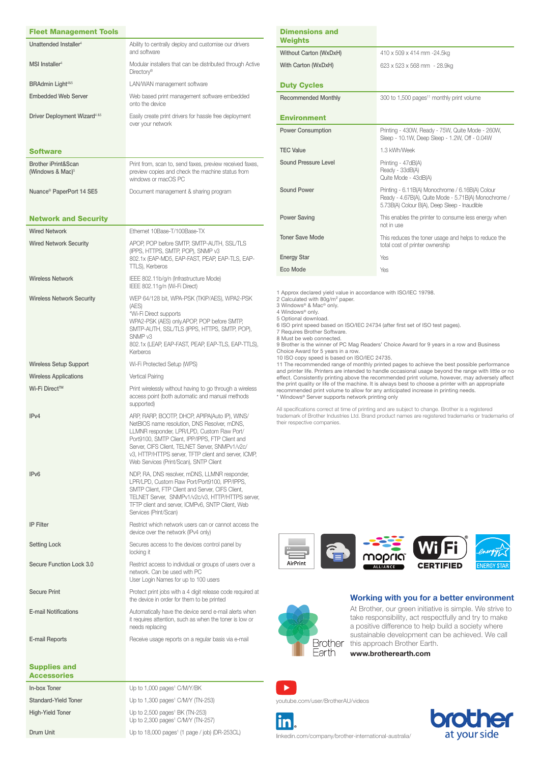## Fleet Management Tools

| | |
|---|---|
| Unattended Installer[4] | Ability to centrally deploy and customise our drivers and software |
| MSI Installer[4] | Modular installers that can be distributed through Active Directory® |
| BRAdmin Light[4&5] | LAN/WAN management software |
| Embedded Web Server | Web based print management software embedded onto the device |
| Driver Deployment Wizard[4 &5] | Easily create print drivers for hassle free deployment over your network |

## Software

| | |
|---|---|
| Brother iPrint&Scan (Windows & Mac)[5] | Print from, scan to, send faxes, preview received faxes, preview copies and check the machine status from windows or macOS PC |
| Nuance® PaperPort 14 SE5 | Document management & sharing program |

## Network and Security

| | |
|---|---|
| Wired Network | Ethernet 10Base-T/100Base-TX |
| Wired Network Security | APOP, POP before SMTP, SMTP-AUTH, SSL/TLS (IPPS, HTTPS, SMTP, POP), SNMP v3 802.1x (EAP-MD5, EAP-FAST, PEAP, EAP-TLS, EAP-TTLS), Kerberos |
| Wireless Network | IEEE 802.11b/g/n (Infrastructure Mode) IEEE 802.11g/n (Wi-Fi Direct) |
| Wireless Network Security | WEP 64/128 bit, WPA-PSK (TKIP/AES), WPA2-PSK (AES) *Wi-Fi Direct supports WPA2-PSK (AES) only.APOP, POP before SMTP, SMTP-AUTH, SSL/TLS (IPPS, HTTPS, SMTP, POP), SNMP v3 802.1x (LEAP, EAP-FAST, PEAP, EAP-TLS, EAP-TTLS), Kerberos |
| Wireless Setup Support | Wi-Fi Protected Setup (WPS) |
| Wireless Applications | Vertical Pairing |
| Wi-Fi Direct™ | Print wirelessly without having to go through a wireless access point (both automatic and manual methods supported) |
| IPv4 | ARP, RARP, BOOTP, DHCP, APIPA(Auto IP), WINS/ NetBIOS name resolution, DNS Resolver, mDNS, LLMNR responder, LPR/LPD, Custom Raw Port/ Port9100, SMTP Client, IPP/IPPS, FTP Client and Server, CIFS Client, TELNET Server, SNMPv1/v2c/ v3, HTTP/HTTPS server, TFTP client and server, ICMP, Web Services (Print/Scan), SNTP Client |
| IPv6 | NDP, RA, DNS resolver, mDNS, LLMNR responder, LPR/LPD, Custom Raw Port/Port9100, IPP/IPPS, SMTP Client, FTP Client and Server, CIFS Client, TELNET Server, SNMPv1/v2c/v3, HTTP/HTTPS server, TFTP client and server, ICMPv6, SNTP Client, Web Services (Print/Scan) |
| IP Filter | Restrict which network users can or cannot access the device over the network (IPv4 only) |
| Setting Lock | Secures access to the devices control panel by locking it |
| Secure Function Lock 3.0 | Restrict access to individual or groups of users over a network. Can be used with PC User Login Names for up to 100 users |
| Secure Print | Protect print jobs with a 4 digit release code required at the device in order for them to be printed |
| E-mail Notifications | Automatically have the device send e-mail alerts when it requires attention, such as when the toner is low or needs replacing |
| E-mail Reports | Receive usage reports on a regular basis via e-mail |

## Supplies and Accessories

| | |
|---|---|
| In-box Toner | Up to 1,000 pages[1] C/M/Y/BK |
| Standard-Yield Toner | Up to 1,300 pages[1] C/M/Y (TN-253) |
| High-Yield Toner | Up to 2,500 pages[1] BK (TN-253) Up to 2,300 pages[1] C/M/Y (TN-257) |
| Drum Unit | Up to 18,000 pages[1] (1 page / job) (DR-253CL) |

## Dimensions and Weights

| | |
|---|---|
| Without Carton (WxDxH) | 410 x 509 x 414 mm -24.5kg |
| With Carton (WxDxH) | 623 x 523 x 568 mm - 28.9kg |

## Duty Cycles

| | |
|---|---|
| Recommended Monthly | 300 to 1,500 pages[11] monthly print volume |

## Environment

| | |
|---|---|
| Power Consumption | Printing - 430W, Ready - 75W, Quite Mode - 260W, Sleep - 10.1W, Deep Sleep - 1.2W, Off - 0.04W |
| TEC Value | 1.3 kWh/Week |
| Sound Pressure Level | Printing - 47dB(A) Ready - 33dB(A) Quite Mode - 43dB(A) |
| Sound Power | Printing - 6.11B(A) Monochrome / 6.16B(A) Colour Ready - 4.67B(A), Quite Mode - 5.71B(A) Monochrome / 5.73B(A) Colour B(A), Deep Sleep - Inaudible |
| Power Saving | This enables the printer to consume less energy when not in use |
| Toner Save Mode | This reduces the toner usage and helps to reduce the total cost of printer ownership |
| Energy Star | Yes |
| Eco Mode | Yes |

1 Approx declared yield value in accordance with ISO/IEC 19798.
2 Calculated with 80g/m² paper.
3 Windows® & Mac® only.
4 Windows® only.
5 Optional download.
6 ISO print speed based on ISO/IEC 24734 (after first set of ISO test pages).
7 Requires Brother Software.
8 Must be web connected.
9 Brother is the winner of PC Mag Readers' Choice Award for 9 years in a row and Business Choice Award for 5 years in a row.
10 ISO copy speed is based on ISO/IEC 24735.
11 The recommended range of monthly printed pages to achieve the best possible performance and printer life. Printers are intended to handle occasional usage beyond the range with little or no effect. Consistently printing above the recommended print volume, however, may adversely affect the print quality or life of the machine. It is always best to choose a printer with an appropriate recommended print volume to allow for any anticipated increase in printing needs.
* Windows® Server supports network printing only

All specifications correct at time of printing and are subject to change. Brother is a registered trademark of Brother Industries Ltd. Brand product names are registered trademarks or trademarks of their respective companies.

AirPrint

mopria ALLIANCE

Wi-Fi CERTIFIED

ENERGY STAR

### Working with you for a better environment

At Brother, our green initiative is simple. We strive to take responsibility, act respectfully and try to make a positive difference to help build a society where sustainable development can be achieved. We call this approach Brother Earth.

**www.brotherearth.com**

youtube.com/user/BrotherAU/videos

linkedin.com/company/brother-international-australia/

brother at your side